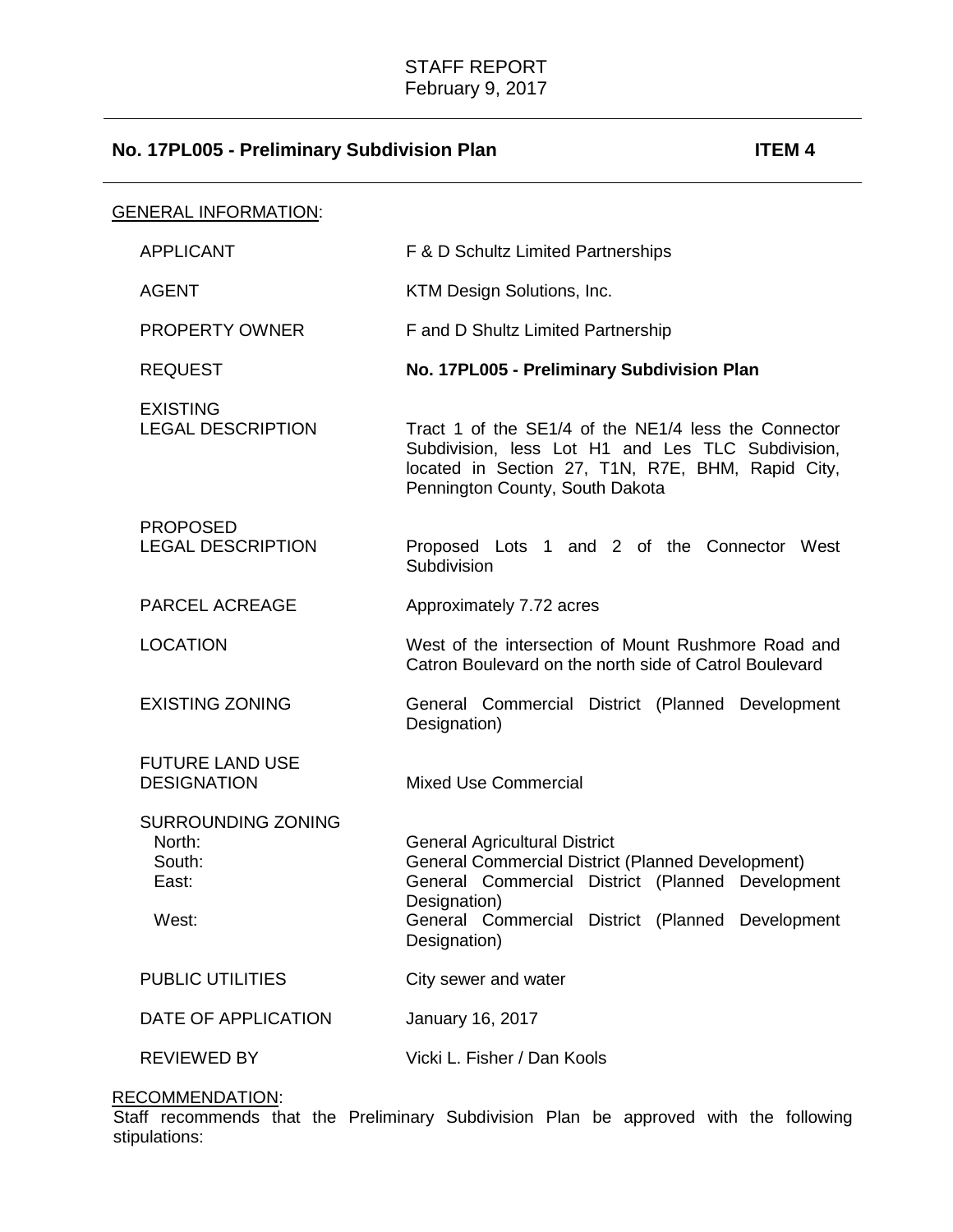STAFF REPORT
February 9, 2017

## No. 17PL005 - Preliminary Subdivision Plan ITEM 4

GENERAL INFORMATION:

| | |
|---|---|
| APPLICANT | F & D Schultz Limited Partnerships |
| AGENT | KTM Design Solutions, Inc. |
| PROPERTY OWNER | F and D Shultz Limited Partnership |
| REQUEST | **No. 17PL005 - Preliminary Subdivision Plan** |
| EXISTING LEGAL DESCRIPTION | Tract 1 of the SE1/4 of the NE1/4 less the Connector Subdivision, less Lot H1 and Les TLC Subdivision, located in Section 27, T1N, R7E, BHM, Rapid City, Pennington County, South Dakota |
| PROPOSED LEGAL DESCRIPTION | Proposed Lots 1 and 2 of the Connector West Subdivision |
| PARCEL ACREAGE | Approximately 7.72 acres |
| LOCATION | West of the intersection of Mount Rushmore Road and Catron Boulevard on the north side of Catrol Boulevard |
| EXISTING ZONING | General Commercial District (Planned Development Designation) |
| FUTURE LAND USE DESIGNATION | Mixed Use Commercial |
| SURROUNDING ZONING | |
| North: | General Agricultural District |
| South: | General Commercial District (Planned Development) |
| East: | General Commercial District (Planned Development Designation) |
| West: | General Commercial District (Planned Development Designation) |
| PUBLIC UTILITIES | City sewer and water |
| DATE OF APPLICATION | January 16, 2017 |
| REVIEWED BY | Vicki L. Fisher / Dan Kools |

RECOMMENDATION:
Staff recommends that the Preliminary Subdivision Plan be approved with the following stipulations: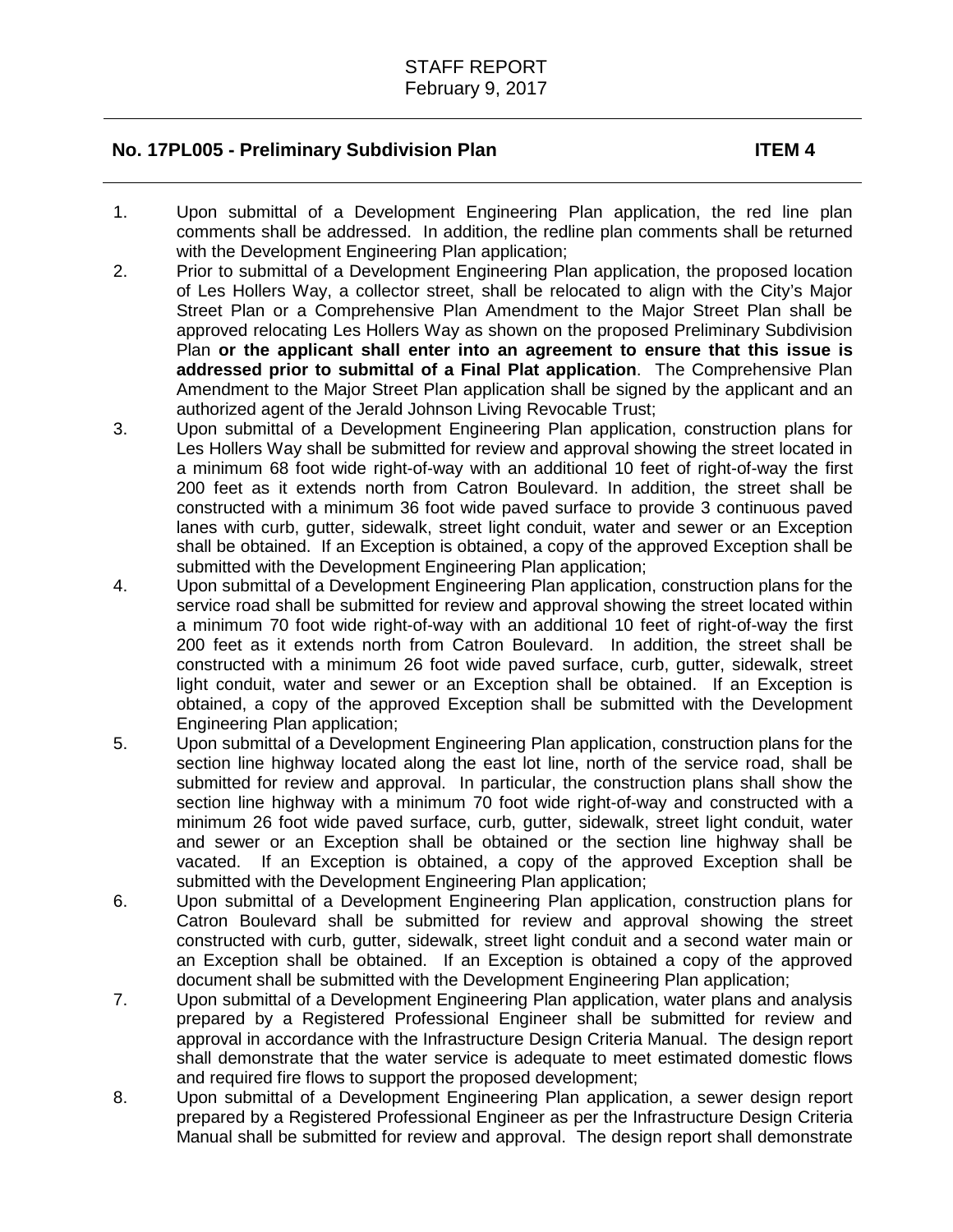1. Upon submittal of a Development Engineering Plan application, the red line plan comments shall be addressed. In addition, the redline plan comments shall be returned with the Development Engineering Plan application;
2. Prior to submittal of a Development Engineering Plan application, the proposed location of Les Hollers Way, a collector street, shall be relocated to align with the City's Major Street Plan or a Comprehensive Plan Amendment to the Major Street Plan shall be approved relocating Les Hollers Way as shown on the proposed Preliminary Subdivision Plan **or the applicant shall enter into an agreement to ensure that this issue is addressed prior to submittal of a Final Plat application**. The Comprehensive Plan Amendment to the Major Street Plan application shall be signed by the applicant and an authorized agent of the Jerald Johnson Living Revocable Trust;
3. Upon submittal of a Development Engineering Plan application, construction plans for Les Hollers Way shall be submitted for review and approval showing the street located in a minimum 68 foot wide right-of-way with an additional 10 feet of right-of-way the first 200 feet as it extends north from Catron Boulevard. In addition, the street shall be constructed with a minimum 36 foot wide paved surface to provide 3 continuous paved lanes with curb, gutter, sidewalk, street light conduit, water and sewer or an Exception shall be obtained. If an Exception is obtained, a copy of the approved Exception shall be submitted with the Development Engineering Plan application;
4. Upon submittal of a Development Engineering Plan application, construction plans for the service road shall be submitted for review and approval showing the street located within a minimum 70 foot wide right-of-way with an additional 10 feet of right-of-way the first 200 feet as it extends north from Catron Boulevard. In addition, the street shall be constructed with a minimum 26 foot wide paved surface, curb, gutter, sidewalk, street light conduit, water and sewer or an Exception shall be obtained. If an Exception is obtained, a copy of the approved Exception shall be submitted with the Development Engineering Plan application;
5. Upon submittal of a Development Engineering Plan application, construction plans for the section line highway located along the east lot line, north of the service road, shall be submitted for review and approval. In particular, the construction plans shall show the section line highway with a minimum 70 foot wide right-of-way and constructed with a minimum 26 foot wide paved surface, curb, gutter, sidewalk, street light conduit, water and sewer or an Exception shall be obtained or the section line highway shall be vacated. If an Exception is obtained, a copy of the approved Exception shall be submitted with the Development Engineering Plan application;
6. Upon submittal of a Development Engineering Plan application, construction plans for Catron Boulevard shall be submitted for review and approval showing the street constructed with curb, gutter, sidewalk, street light conduit and a second water main or an Exception shall be obtained. If an Exception is obtained a copy of the approved document shall be submitted with the Development Engineering Plan application;
7. Upon submittal of a Development Engineering Plan application, water plans and analysis prepared by a Registered Professional Engineer shall be submitted for review and approval in accordance with the Infrastructure Design Criteria Manual. The design report shall demonstrate that the water service is adequate to meet estimated domestic flows and required fire flows to support the proposed development;
8. Upon submittal of a Development Engineering Plan application, a sewer design report prepared by a Registered Professional Engineer as per the Infrastructure Design Criteria Manual shall be submitted for review and approval. The design report shall demonstrate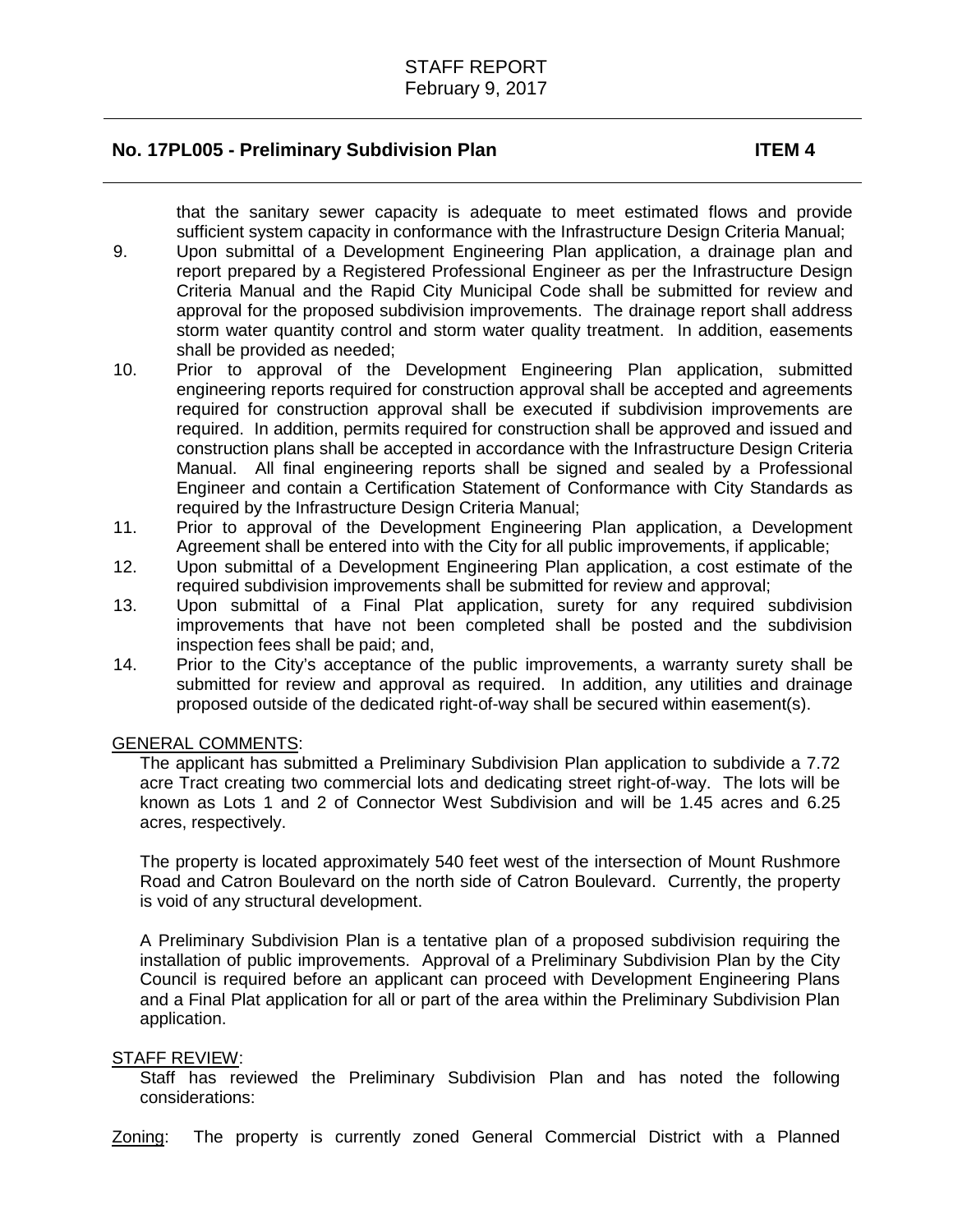that the sanitary sewer capacity is adequate to meet estimated flows and provide sufficient system capacity in conformance with the Infrastructure Design Criteria Manual;

9. Upon submittal of a Development Engineering Plan application, a drainage plan and report prepared by a Registered Professional Engineer as per the Infrastructure Design Criteria Manual and the Rapid City Municipal Code shall be submitted for review and approval for the proposed subdivision improvements. The drainage report shall address storm water quantity control and storm water quality treatment. In addition, easements shall be provided as needed;
10. Prior to approval of the Development Engineering Plan application, submitted engineering reports required for construction approval shall be accepted and agreements required for construction approval shall be executed if subdivision improvements are required. In addition, permits required for construction shall be approved and issued and construction plans shall be accepted in accordance with the Infrastructure Design Criteria Manual. All final engineering reports shall be signed and sealed by a Professional Engineer and contain a Certification Statement of Conformance with City Standards as required by the Infrastructure Design Criteria Manual;
11. Prior to approval of the Development Engineering Plan application, a Development Agreement shall be entered into with the City for all public improvements, if applicable;
12. Upon submittal of a Development Engineering Plan application, a cost estimate of the required subdivision improvements shall be submitted for review and approval;
13. Upon submittal of a Final Plat application, surety for any required subdivision improvements that have not been completed shall be posted and the subdivision inspection fees shall be paid; and,
14. Prior to the City's acceptance of the public improvements, a warranty surety shall be submitted for review and approval as required. In addition, any utilities and drainage proposed outside of the dedicated right-of-way shall be secured within easement(s).

GENERAL COMMENTS:

The applicant has submitted a Preliminary Subdivision Plan application to subdivide a 7.72 acre Tract creating two commercial lots and dedicating street right-of-way. The lots will be known as Lots 1 and 2 of Connector West Subdivision and will be 1.45 acres and 6.25 acres, respectively.

The property is located approximately 540 feet west of the intersection of Mount Rushmore Road and Catron Boulevard on the north side of Catron Boulevard. Currently, the property is void of any structural development.

A Preliminary Subdivision Plan is a tentative plan of a proposed subdivision requiring the installation of public improvements. Approval of a Preliminary Subdivision Plan by the City Council is required before an applicant can proceed with Development Engineering Plans and a Final Plat application for all or part of the area within the Preliminary Subdivision Plan application.

STAFF REVIEW:

Staff has reviewed the Preliminary Subdivision Plan and has noted the following considerations:

Zoning: The property is currently zoned General Commercial District with a Planned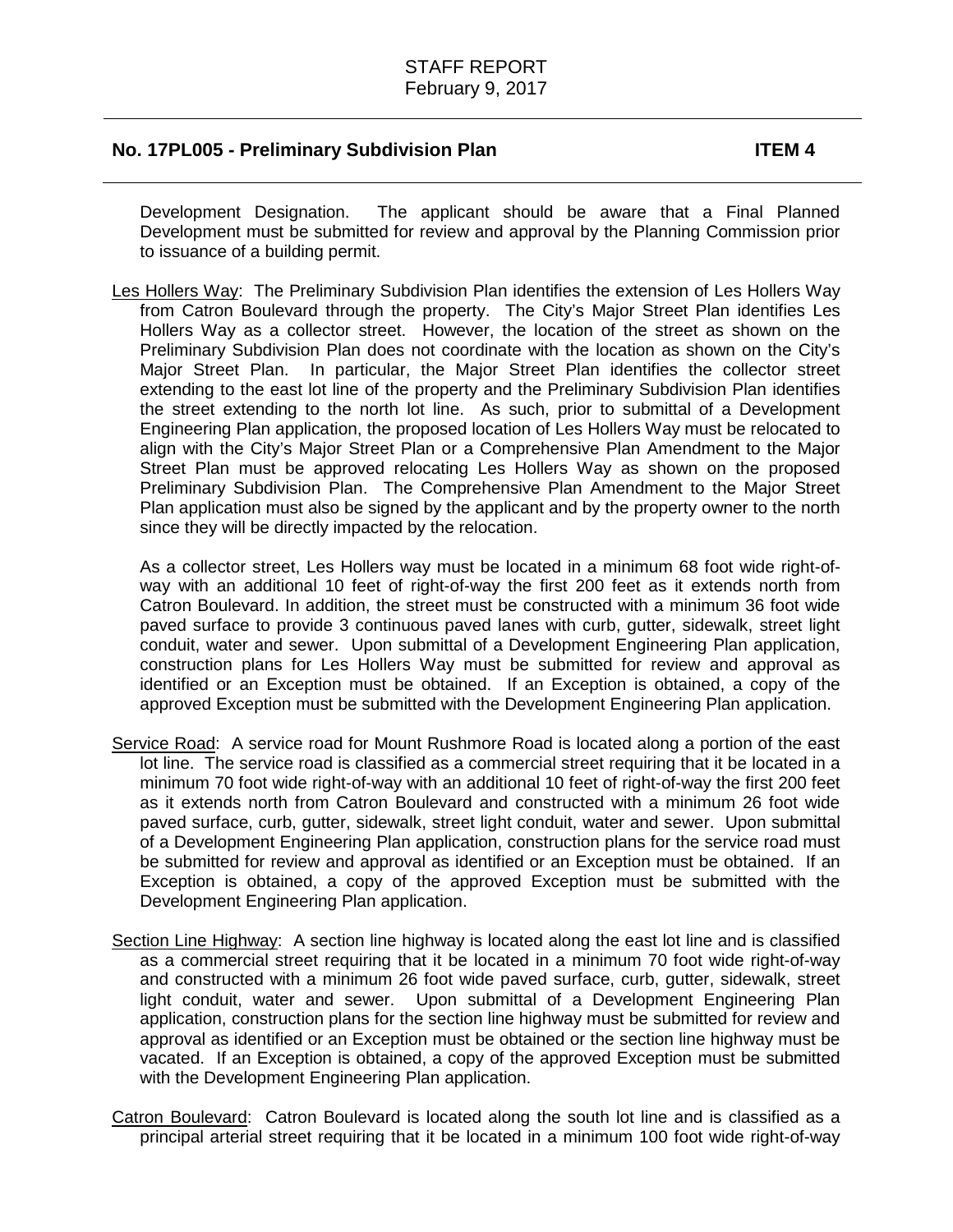Development Designation. The applicant should be aware that a Final Planned Development must be submitted for review and approval by the Planning Commission prior to issuance of a building permit.

<u>Les Hollers Way</u>: The Preliminary Subdivision Plan identifies the extension of Les Hollers Way from Catron Boulevard through the property. The City's Major Street Plan identifies Les Hollers Way as a collector street. However, the location of the street as shown on the Preliminary Subdivision Plan does not coordinate with the location as shown on the City's Major Street Plan. In particular, the Major Street Plan identifies the collector street extending to the east lot line of the property and the Preliminary Subdivision Plan identifies the street extending to the north lot line. As such, prior to submittal of a Development Engineering Plan application, the proposed location of Les Hollers Way must be relocated to align with the City's Major Street Plan or a Comprehensive Plan Amendment to the Major Street Plan must be approved relocating Les Hollers Way as shown on the proposed Preliminary Subdivision Plan. The Comprehensive Plan Amendment to the Major Street Plan application must also be signed by the applicant and by the property owner to the north since they will be directly impacted by the relocation.

As a collector street, Les Hollers way must be located in a minimum 68 foot wide right-of-way with an additional 10 feet of right-of-way the first 200 feet as it extends north from Catron Boulevard. In addition, the street must be constructed with a minimum 36 foot wide paved surface to provide 3 continuous paved lanes with curb, gutter, sidewalk, street light conduit, water and sewer. Upon submittal of a Development Engineering Plan application, construction plans for Les Hollers Way must be submitted for review and approval as identified or an Exception must be obtained. If an Exception is obtained, a copy of the approved Exception must be submitted with the Development Engineering Plan application.

<u>Service Road</u>: A service road for Mount Rushmore Road is located along a portion of the east lot line. The service road is classified as a commercial street requiring that it be located in a minimum 70 foot wide right-of-way with an additional 10 feet of right-of-way the first 200 feet as it extends north from Catron Boulevard and constructed with a minimum 26 foot wide paved surface, curb, gutter, sidewalk, street light conduit, water and sewer. Upon submittal of a Development Engineering Plan application, construction plans for the service road must be submitted for review and approval as identified or an Exception must be obtained. If an Exception is obtained, a copy of the approved Exception must be submitted with the Development Engineering Plan application.

<u>Section Line Highway</u>: A section line highway is located along the east lot line and is classified as a commercial street requiring that it be located in a minimum 70 foot wide right-of-way and constructed with a minimum 26 foot wide paved surface, curb, gutter, sidewalk, street light conduit, water and sewer. Upon submittal of a Development Engineering Plan application, construction plans for the section line highway must be submitted for review and approval as identified or an Exception must be obtained or the section line highway must be vacated. If an Exception is obtained, a copy of the approved Exception must be submitted with the Development Engineering Plan application.

<u>Catron Boulevard</u>: Catron Boulevard is located along the south lot line and is classified as a principal arterial street requiring that it be located in a minimum 100 foot wide right-of-way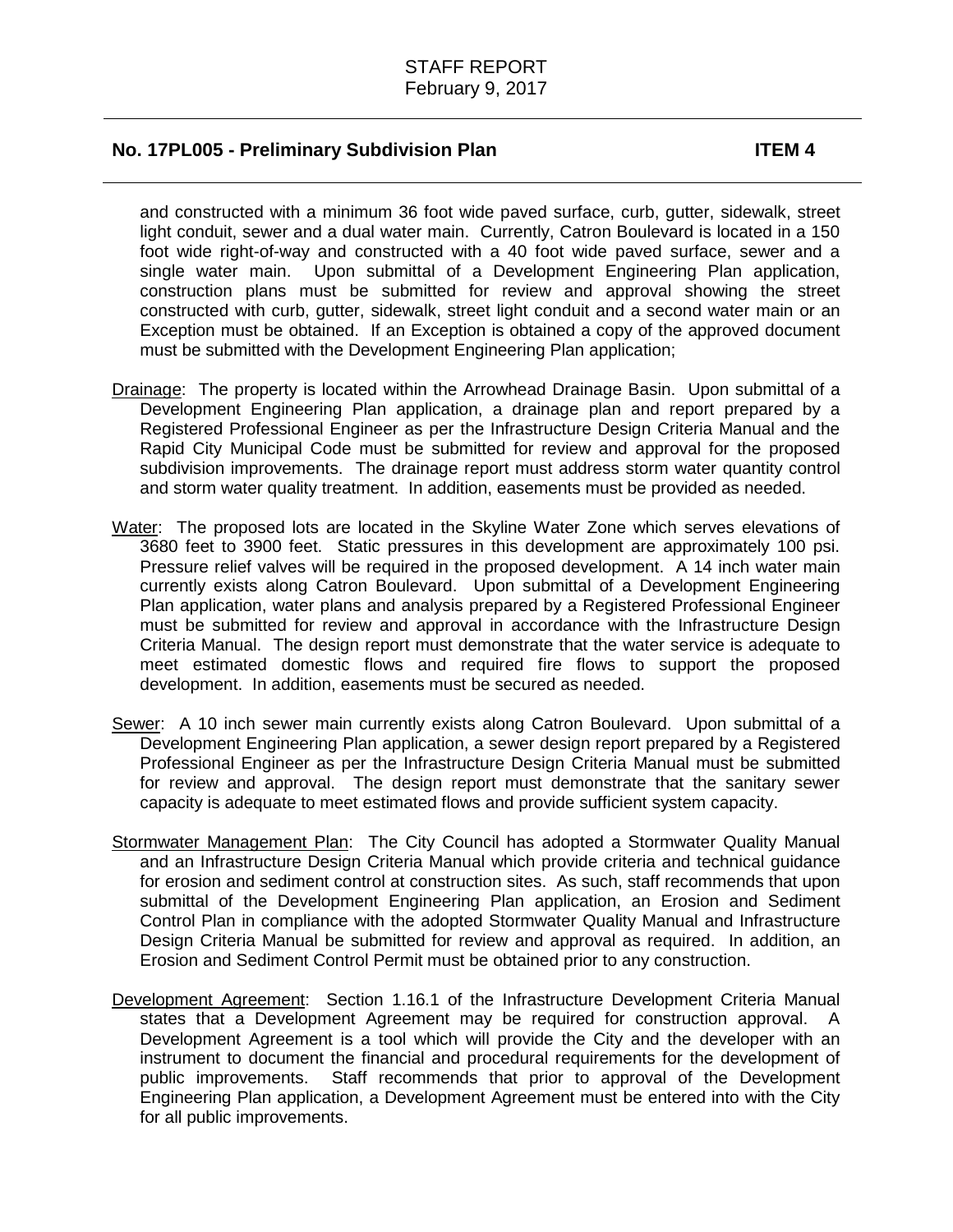and constructed with a minimum 36 foot wide paved surface, curb, gutter, sidewalk, street light conduit, sewer and a dual water main. Currently, Catron Boulevard is located in a 150 foot wide right-of-way and constructed with a 40 foot wide paved surface, sewer and a single water main. Upon submittal of a Development Engineering Plan application, construction plans must be submitted for review and approval showing the street constructed with curb, gutter, sidewalk, street light conduit and a second water main or an Exception must be obtained. If an Exception is obtained a copy of the approved document must be submitted with the Development Engineering Plan application;

Drainage: The property is located within the Arrowhead Drainage Basin. Upon submittal of a Development Engineering Plan application, a drainage plan and report prepared by a Registered Professional Engineer as per the Infrastructure Design Criteria Manual and the Rapid City Municipal Code must be submitted for review and approval for the proposed subdivision improvements. The drainage report must address storm water quantity control and storm water quality treatment. In addition, easements must be provided as needed.

Water: The proposed lots are located in the Skyline Water Zone which serves elevations of 3680 feet to 3900 feet. Static pressures in this development are approximately 100 psi. Pressure relief valves will be required in the proposed development. A 14 inch water main currently exists along Catron Boulevard. Upon submittal of a Development Engineering Plan application, water plans and analysis prepared by a Registered Professional Engineer must be submitted for review and approval in accordance with the Infrastructure Design Criteria Manual. The design report must demonstrate that the water service is adequate to meet estimated domestic flows and required fire flows to support the proposed development. In addition, easements must be secured as needed.

Sewer: A 10 inch sewer main currently exists along Catron Boulevard. Upon submittal of a Development Engineering Plan application, a sewer design report prepared by a Registered Professional Engineer as per the Infrastructure Design Criteria Manual must be submitted for review and approval. The design report must demonstrate that the sanitary sewer capacity is adequate to meet estimated flows and provide sufficient system capacity.

Stormwater Management Plan: The City Council has adopted a Stormwater Quality Manual and an Infrastructure Design Criteria Manual which provide criteria and technical guidance for erosion and sediment control at construction sites. As such, staff recommends that upon submittal of the Development Engineering Plan application, an Erosion and Sediment Control Plan in compliance with the adopted Stormwater Quality Manual and Infrastructure Design Criteria Manual be submitted for review and approval as required. In addition, an Erosion and Sediment Control Permit must be obtained prior to any construction.

Development Agreement: Section 1.16.1 of the Infrastructure Development Criteria Manual states that a Development Agreement may be required for construction approval. A Development Agreement is a tool which will provide the City and the developer with an instrument to document the financial and procedural requirements for the development of public improvements. Staff recommends that prior to approval of the Development Engineering Plan application, a Development Agreement must be entered into with the City for all public improvements.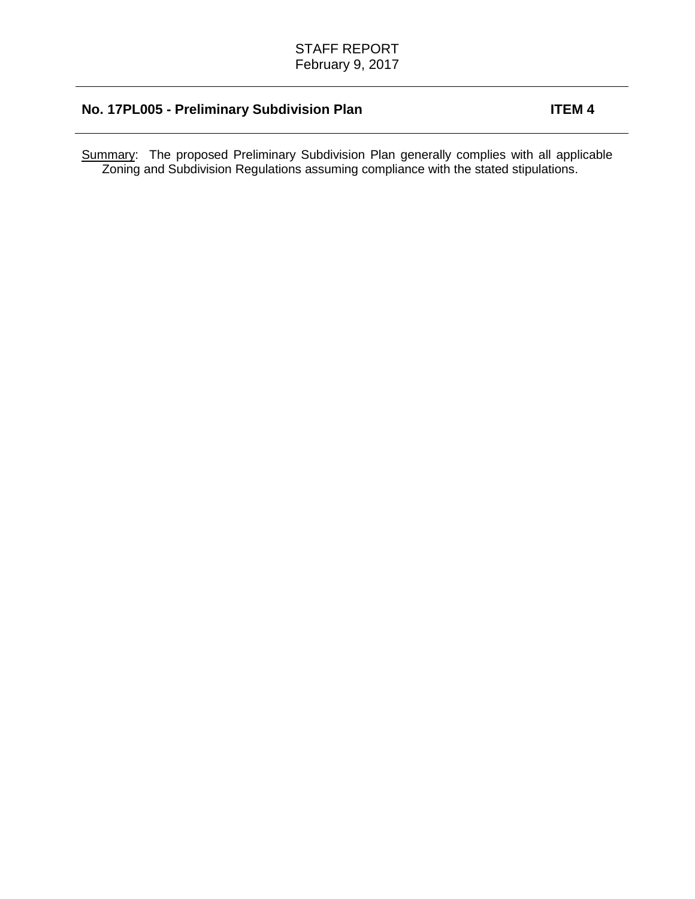Summary: The proposed Preliminary Subdivision Plan generally complies with all applicable Zoning and Subdivision Regulations assuming compliance with the stated stipulations.